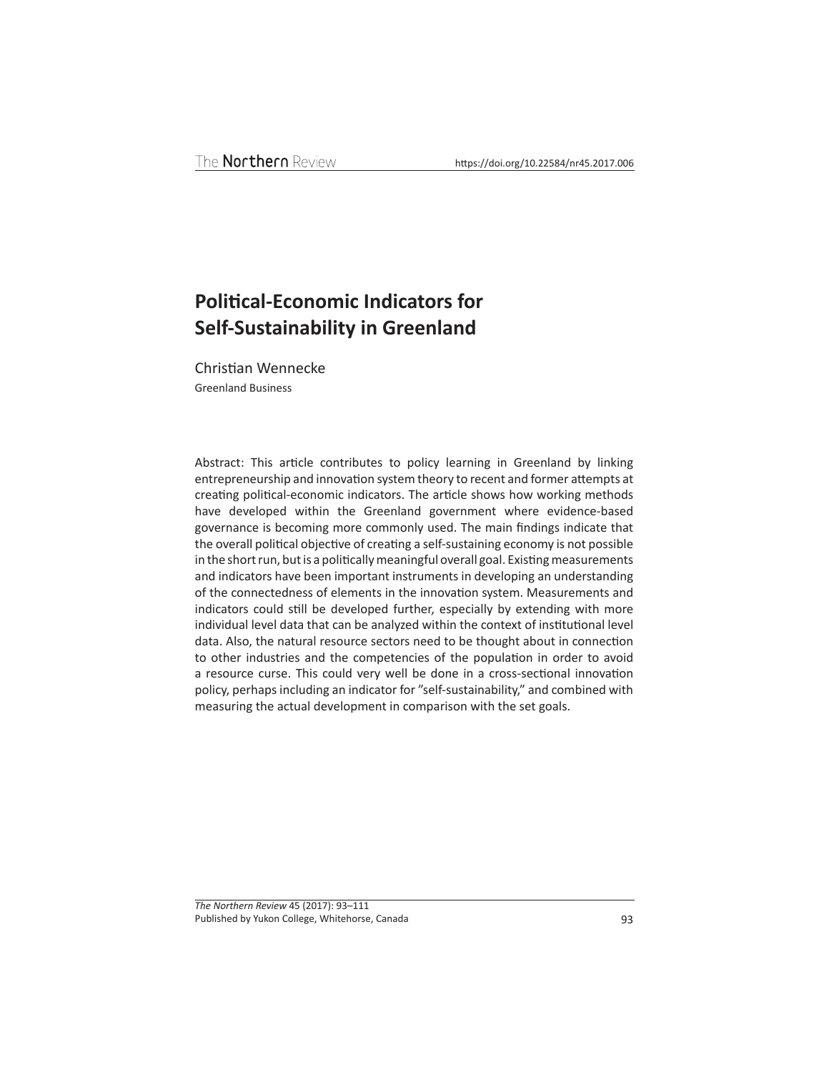# Political-Economic Indicators for Self-Sustainability in Greenland

Christian Wennecke

Greenland Business

Abstract: This article contributes to policy learning in Greenland by linking entrepreneurship and innovation system theory to recent and former attempts at creating political-economic indicators. The article shows how working methods have developed within the Greenland government where evidence-based governance is becoming more commonly used. The main findings indicate that the overall political objective of creating a self-sustaining economy is not possible in the short run, but is a politically meaningful overall goal. Existing measurements and indicators have been important instruments in developing an understanding of the connectedness of elements in the innovation system. Measurements and indicators could still be developed further, especially by extending with more individual level data that can be analyzed within the context of institutional level data. Also, the natural resource sectors need to be thought about in connection to other industries and the competencies of the population in order to avoid a resource curse. This could very well be done in a cross-sectional innovation policy, perhaps including an indicator for "self-sustainability," and combined with measuring the actual development in comparison with the set goals.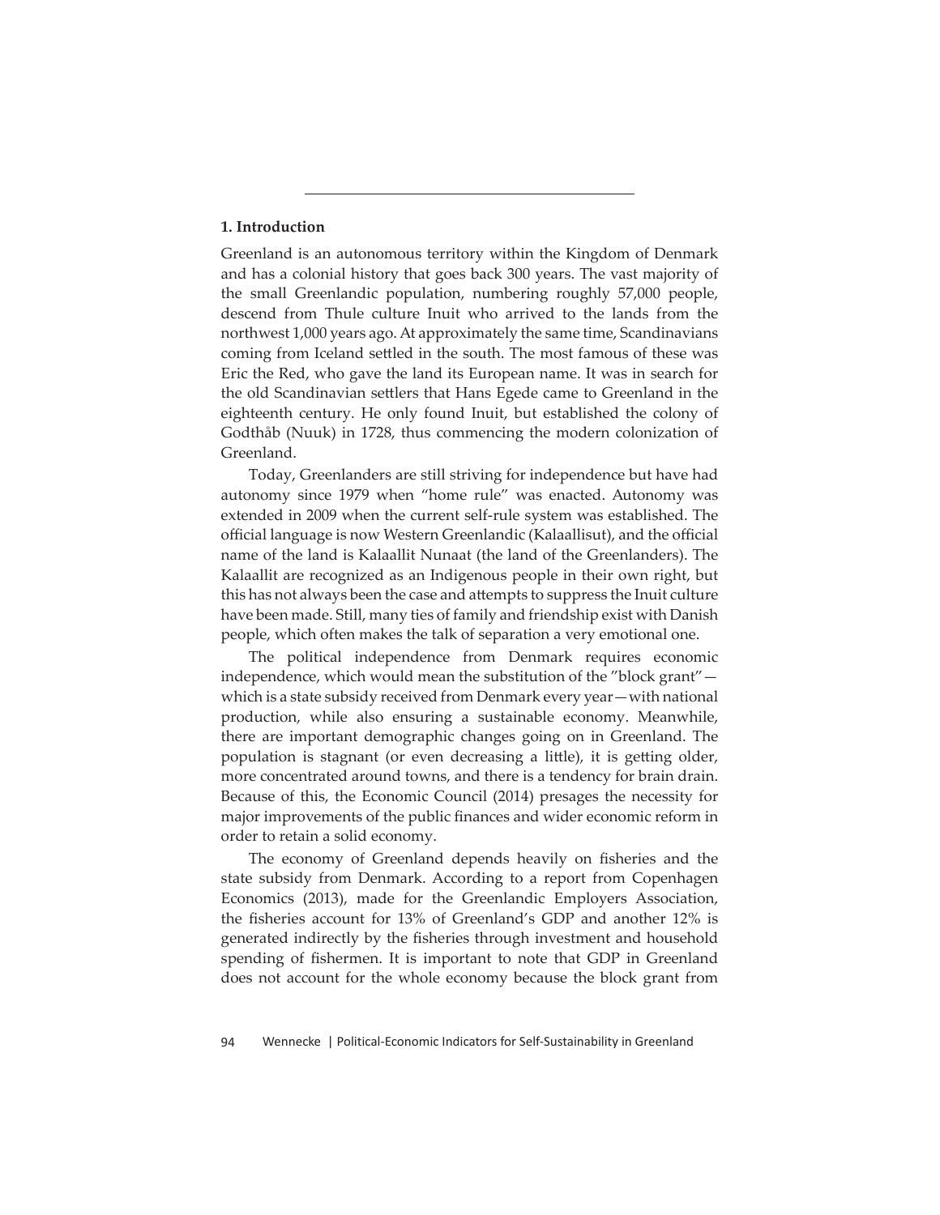## 1. Introduction

Greenland is an autonomous territory within the Kingdom of Denmark and has a colonial history that goes back 300 years. The vast majority of the small Greenlandic population, numbering roughly 57,000 people, descend from Thule culture Inuit who arrived to the lands from the northwest 1,000 years ago. At approximately the same time, Scandinavians coming from Iceland settled in the south. The most famous of these was Eric the Red, who gave the land its European name. It was in search for the old Scandinavian settlers that Hans Egede came to Greenland in the eighteenth century. He only found Inuit, but established the colony of Godthåb (Nuuk) in 1728, thus commencing the modern colonization of Greenland.

Today, Greenlanders are still striving for independence but have had autonomy since 1979 when "home rule" was enacted. Autonomy was extended in 2009 when the current self-rule system was established. The official language is now Western Greenlandic (Kalaallisut), and the official name of the land is Kalaallit Nunaat (the land of the Greenlanders). The Kalaallit are recognized as an Indigenous people in their own right, but this has not always been the case and attempts to suppress the Inuit culture have been made. Still, many ties of family and friendship exist with Danish people, which often makes the talk of separation a very emotional one.

The political independence from Denmark requires economic independence, which would mean the substitution of the "block grant"—which is a state subsidy received from Denmark every year—with national production, while also ensuring a sustainable economy. Meanwhile, there are important demographic changes going on in Greenland. The population is stagnant (or even decreasing a little), it is getting older, more concentrated around towns, and there is a tendency for brain drain. Because of this, the Economic Council (2014) presages the necessity for major improvements of the public finances and wider economic reform in order to retain a solid economy.

The economy of Greenland depends heavily on fisheries and the state subsidy from Denmark. According to a report from Copenhagen Economics (2013), made for the Greenlandic Employers Association, the fisheries account for 13% of Greenland's GDP and another 12% is generated indirectly by the fisheries through investment and household spending of fishermen. It is important to note that GDP in Greenland does not account for the whole economy because the block grant from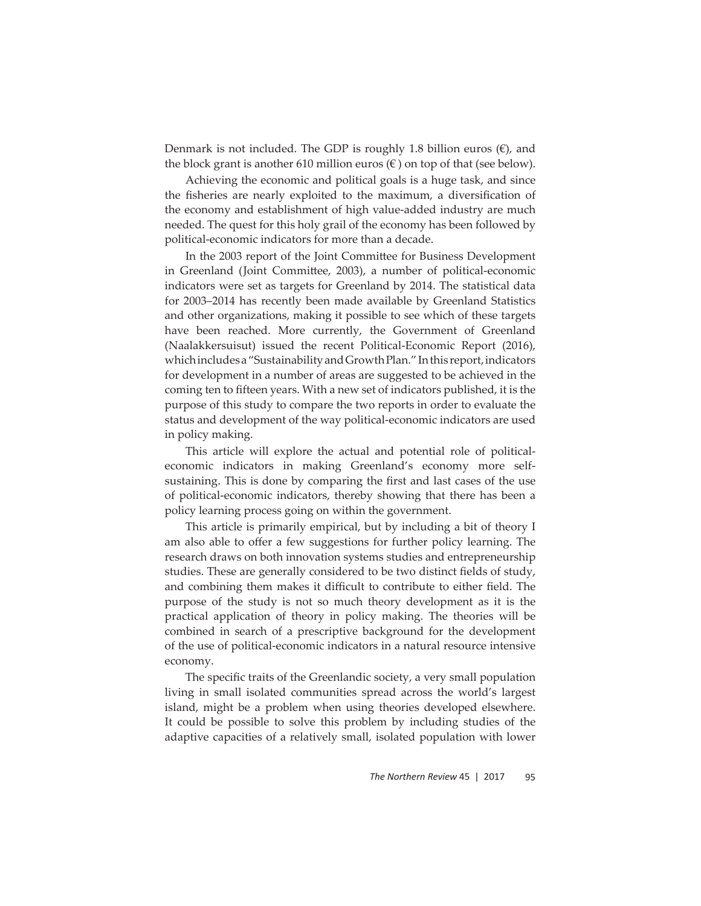Denmark is not included. The GDP is roughly 1.8 billion euros (€), and the block grant is another 610 million euros (€ ) on top of that (see below).

Achieving the economic and political goals is a huge task, and since the fisheries are nearly exploited to the maximum, a diversification of the economy and establishment of high value-added industry are much needed. The quest for this holy grail of the economy has been followed by political-economic indicators for more than a decade.

In the 2003 report of the Joint Committee for Business Development in Greenland (Joint Committee, 2003), a number of political-economic indicators were set as targets for Greenland by 2014. The statistical data for 2003–2014 has recently been made available by Greenland Statistics and other organizations, making it possible to see which of these targets have been reached. More currently, the Government of Greenland (Naalakkersuisut) issued the recent Political-Economic Report (2016), which includes a "Sustainability and Growth Plan." In this report, indicators for development in a number of areas are suggested to be achieved in the coming ten to fifteen years. With a new set of indicators published, it is the purpose of this study to compare the two reports in order to evaluate the status and development of the way political-economic indicators are used in policy making.

This article will explore the actual and potential role of political-economic indicators in making Greenland's economy more self-sustaining. This is done by comparing the first and last cases of the use of political-economic indicators, thereby showing that there has been a policy learning process going on within the government.

This article is primarily empirical, but by including a bit of theory I am also able to offer a few suggestions for further policy learning. The research draws on both innovation systems studies and entrepreneurship studies. These are generally considered to be two distinct fields of study, and combining them makes it difficult to contribute to either field. The purpose of the study is not so much theory development as it is the practical application of theory in policy making. The theories will be combined in search of a prescriptive background for the development of the use of political-economic indicators in a natural resource intensive economy.

The specific traits of the Greenlandic society, a very small population living in small isolated communities spread across the world's largest island, might be a problem when using theories developed elsewhere. It could be possible to solve this problem by including studies of the adaptive capacities of a relatively small, isolated population with lower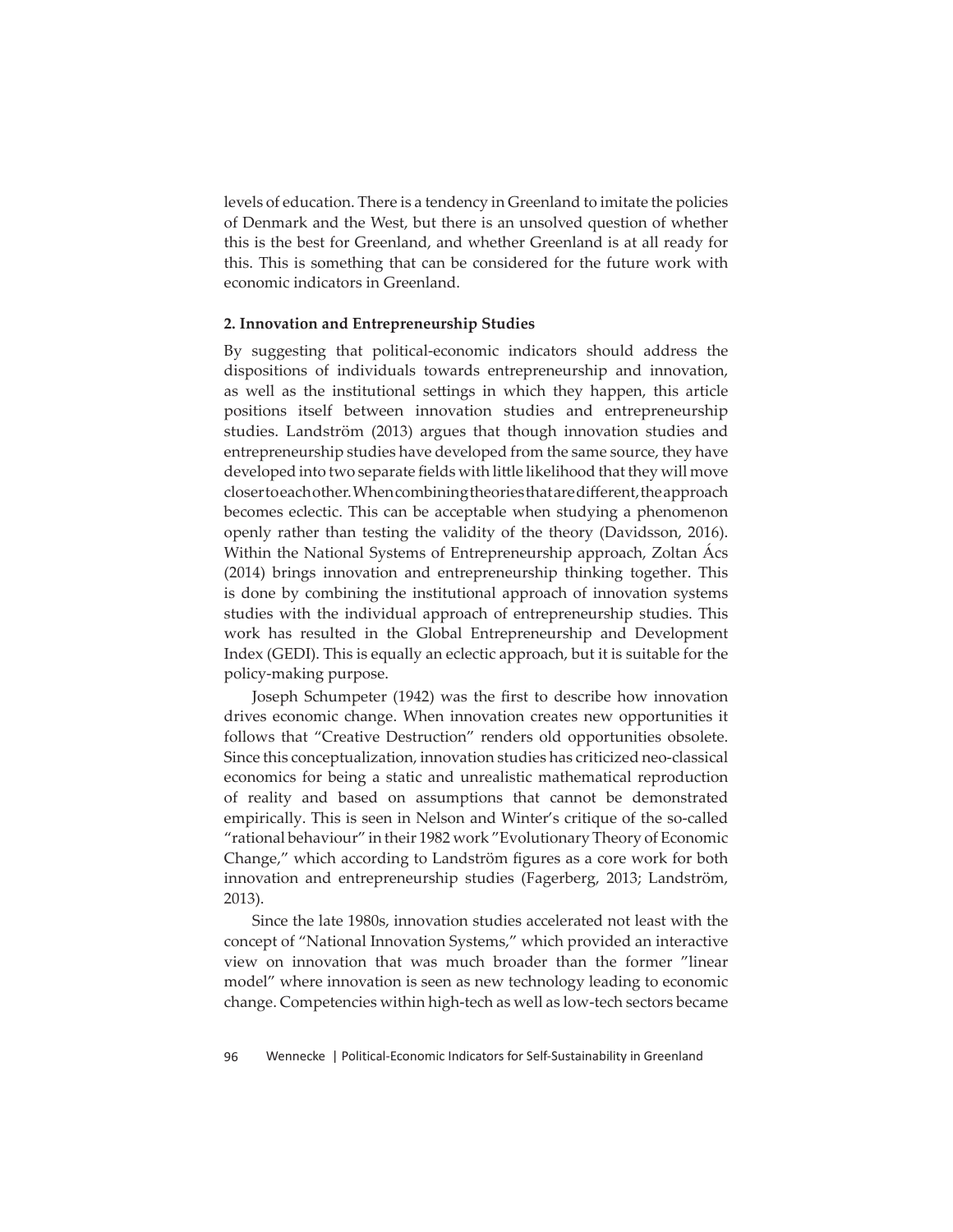levels of education. There is a tendency in Greenland to imitate the policies of Denmark and the West, but there is an unsolved question of whether this is the best for Greenland, and whether Greenland is at all ready for this. This is something that can be considered for the future work with economic indicators in Greenland.

## 2. Innovation and Entrepreneurship Studies

By suggesting that political-economic indicators should address the dispositions of individuals towards entrepreneurship and innovation, as well as the institutional settings in which they happen, this article positions itself between innovation studies and entrepreneurship studies. Landström (2013) argues that though innovation studies and entrepreneurship studies have developed from the same source, they have developed into two separate fields with little likelihood that they will move closer to each other. When combining theories that are different, the approach becomes eclectic. This can be acceptable when studying a phenomenon openly rather than testing the validity of the theory (Davidsson, 2016). Within the National Systems of Entrepreneurship approach, Zoltan Ács (2014) brings innovation and entrepreneurship thinking together. This is done by combining the institutional approach of innovation systems studies with the individual approach of entrepreneurship studies. This work has resulted in the Global Entrepreneurship and Development Index (GEDI). This is equally an eclectic approach, but it is suitable for the policy-making purpose.

Joseph Schumpeter (1942) was the first to describe how innovation drives economic change. When innovation creates new opportunities it follows that "Creative Destruction" renders old opportunities obsolete. Since this conceptualization, innovation studies has criticized neo-classical economics for being a static and unrealistic mathematical reproduction of reality and based on assumptions that cannot be demonstrated empirically. This is seen in Nelson and Winter's critique of the so-called "rational behaviour" in their 1982 work "Evolutionary Theory of Economic Change," which according to Landström figures as a core work for both innovation and entrepreneurship studies (Fagerberg, 2013; Landström, 2013).

Since the late 1980s, innovation studies accelerated not least with the concept of "National Innovation Systems," which provided an interactive view on innovation that was much broader than the former "linear model" where innovation is seen as new technology leading to economic change. Competencies within high-tech as well as low-tech sectors became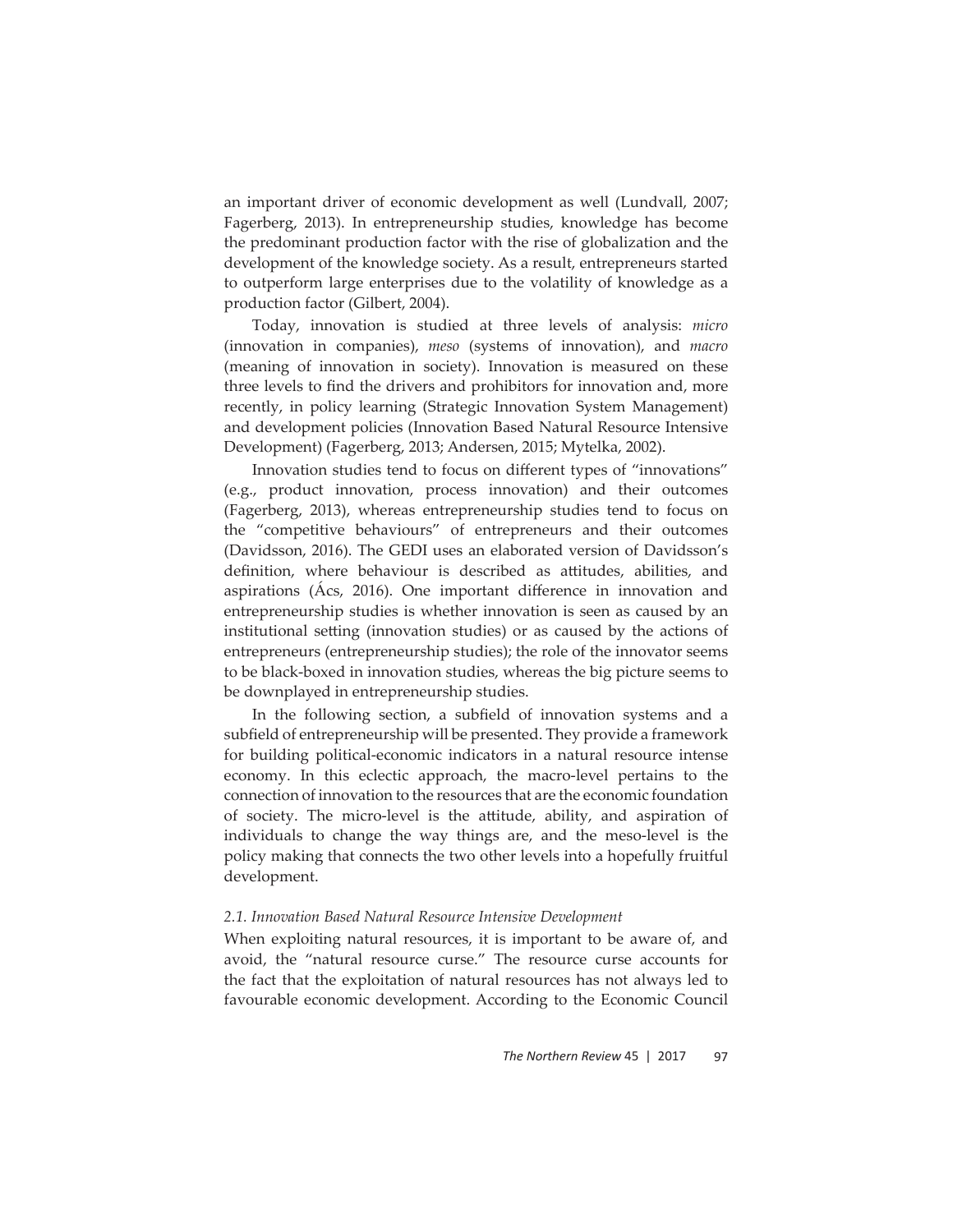an important driver of economic development as well (Lundvall, 2007; Fagerberg, 2013). In entrepreneurship studies, knowledge has become the predominant production factor with the rise of globalization and the development of the knowledge society. As a result, entrepreneurs started to outperform large enterprises due to the volatility of knowledge as a production factor (Gilbert, 2004).

Today, innovation is studied at three levels of analysis: *micro* (innovation in companies), *meso* (systems of innovation), and *macro* (meaning of innovation in society). Innovation is measured on these three levels to find the drivers and prohibitors for innovation and, more recently, in policy learning (Strategic Innovation System Management) and development policies (Innovation Based Natural Resource Intensive Development) (Fagerberg, 2013; Andersen, 2015; Mytelka, 2002).

Innovation studies tend to focus on different types of "innovations" (e.g., product innovation, process innovation) and their outcomes (Fagerberg, 2013), whereas entrepreneurship studies tend to focus on the "competitive behaviours" of entrepreneurs and their outcomes (Davidsson, 2016). The GEDI uses an elaborated version of Davidsson's definition, where behaviour is described as attitudes, abilities, and aspirations (Ács, 2016). One important difference in innovation and entrepreneurship studies is whether innovation is seen as caused by an institutional setting (innovation studies) or as caused by the actions of entrepreneurs (entrepreneurship studies); the role of the innovator seems to be black-boxed in innovation studies, whereas the big picture seems to be downplayed in entrepreneurship studies.

In the following section, a subfield of innovation systems and a subfield of entrepreneurship will be presented. They provide a framework for building political-economic indicators in a natural resource intense economy. In this eclectic approach, the macro-level pertains to the connection of innovation to the resources that are the economic foundation of society. The micro-level is the attitude, ability, and aspiration of individuals to change the way things are, and the meso-level is the policy making that connects the two other levels into a hopefully fruitful development.

### *2.1. Innovation Based Natural Resource Intensive Development*

When exploiting natural resources, it is important to be aware of, and avoid, the "natural resource curse." The resource curse accounts for the fact that the exploitation of natural resources has not always led to favourable economic development. According to the Economic Council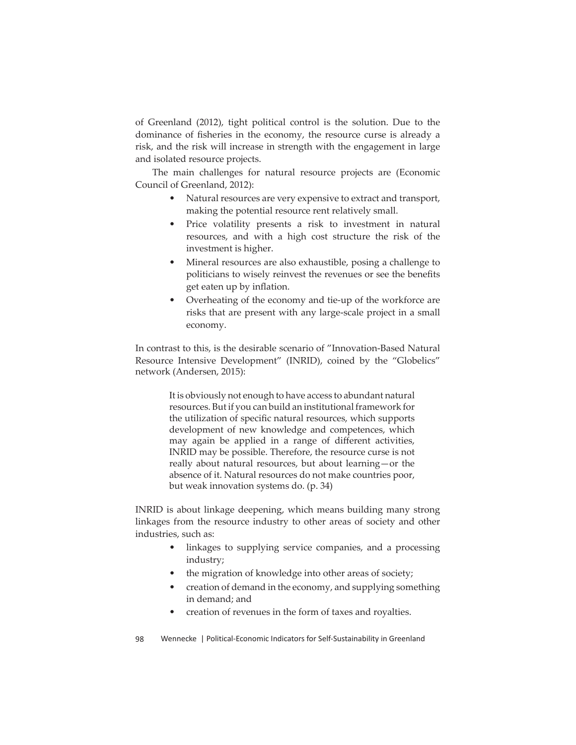of Greenland (2012), tight political control is the solution. Due to the dominance of fisheries in the economy, the resource curse is already a risk, and the risk will increase in strength with the engagement in large and isolated resource projects.

The main challenges for natural resource projects are (Economic Council of Greenland, 2012):

- Natural resources are very expensive to extract and transport, making the potential resource rent relatively small.
- Price volatility presents a risk to investment in natural resources, and with a high cost structure the risk of the investment is higher.
- Mineral resources are also exhaustible, posing a challenge to politicians to wisely reinvest the revenues or see the benefits get eaten up by inflation.
- Overheating of the economy and tie-up of the workforce are risks that are present with any large-scale project in a small economy.

In contrast to this, is the desirable scenario of "Innovation-Based Natural Resource Intensive Development" (INRID), coined by the "Globelics" network (Andersen, 2015):

> It is obviously not enough to have access to abundant natural resources. But if you can build an institutional framework for the utilization of specific natural resources, which supports development of new knowledge and competences, which may again be applied in a range of different activities, INRID may be possible. Therefore, the resource curse is not really about natural resources, but about learning—or the absence of it. Natural resources do not make countries poor, but weak innovation systems do. (p. 34)

INRID is about linkage deepening, which means building many strong linkages from the resource industry to other areas of society and other industries, such as:

- linkages to supplying service companies, and a processing industry;
- the migration of knowledge into other areas of society;
- creation of demand in the economy, and supplying something in demand; and
- creation of revenues in the form of taxes and royalties.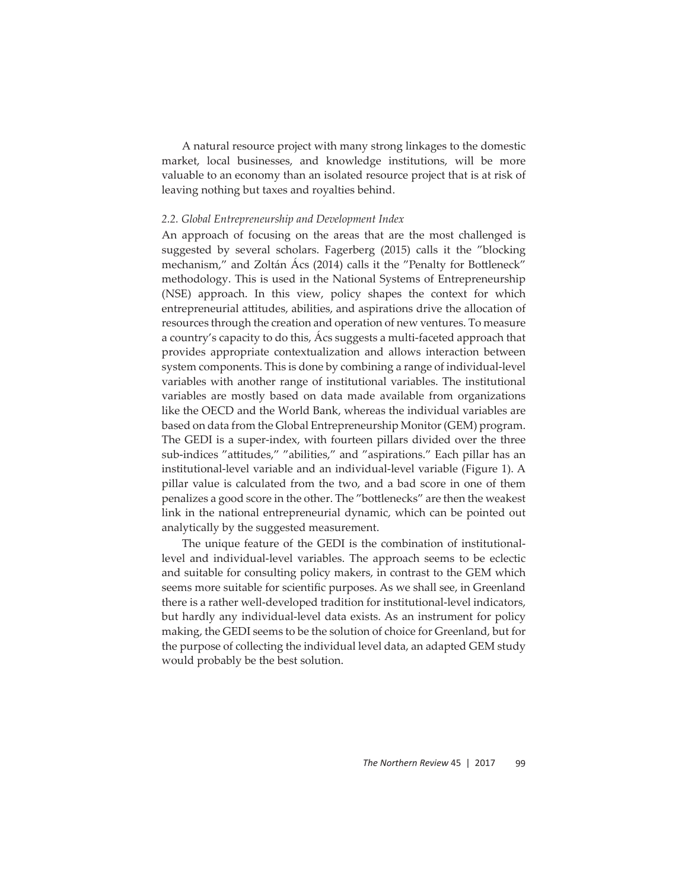A natural resource project with many strong linkages to the domestic market, local businesses, and knowledge institutions, will be more valuable to an economy than an isolated resource project that is at risk of leaving nothing but taxes and royalties behind.

### *2.2. Global Entrepreneurship and Development Index*

An approach of focusing on the areas that are the most challenged is suggested by several scholars. Fagerberg (2015) calls it the ″blocking mechanism,″ and Zoltán Ács (2014) calls it the ″Penalty for Bottleneck″ methodology. This is used in the National Systems of Entrepreneurship (NSE) approach. In this view, policy shapes the context for which entrepreneurial attitudes, abilities, and aspirations drive the allocation of resources through the creation and operation of new ventures. To measure a country's capacity to do this, Ács suggests a multi-faceted approach that provides appropriate contextualization and allows interaction between system components. This is done by combining a range of individual-level variables with another range of institutional variables. The institutional variables are mostly based on data made available from organizations like the OECD and the World Bank, whereas the individual variables are based on data from the Global Entrepreneurship Monitor (GEM) program. The GEDI is a super-index, with fourteen pillars divided over the three sub-indices ″attitudes,″ ″abilities,″ and ″aspirations.″ Each pillar has an institutional-level variable and an individual-level variable (Figure 1). A pillar value is calculated from the two, and a bad score in one of them penalizes a good score in the other. The ″bottlenecks″ are then the weakest link in the national entrepreneurial dynamic, which can be pointed out analytically by the suggested measurement.

The unique feature of the GEDI is the combination of institutional-level and individual-level variables. The approach seems to be eclectic and suitable for consulting policy makers, in contrast to the GEM which seems more suitable for scientific purposes. As we shall see, in Greenland there is a rather well-developed tradition for institutional-level indicators, but hardly any individual-level data exists. As an instrument for policy making, the GEDI seems to be the solution of choice for Greenland, but for the purpose of collecting the individual level data, an adapted GEM study would probably be the best solution.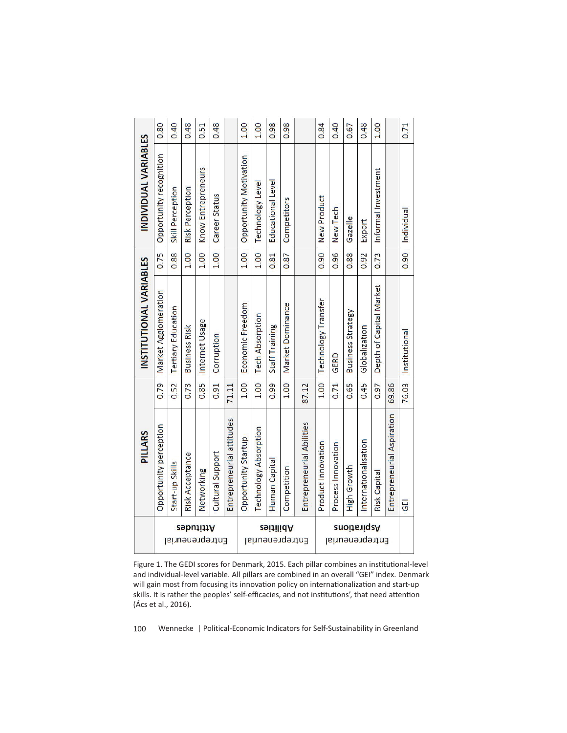| | PILLARS | | INSTITUTIONAL VARIABLES | | INDIVIDUAL VARIABLES | |
|---|---|---|---|---|---|---|
| Entrepreneurial Attitudes | Opportunity perception | 0.79 | Market Agglomeration | 0.75 | Opportunity recognition | 0.80 |
| | Start-up Skills | 0.52 | Tertiary Education | 0.88 | Skill Perception | 0.40 |
| | Risk Acceptance | 0.73 | Business Risk | 1.00 | Risk Perception | 0.48 |
| | Networking | 0.85 | Internet Usage | 1.00 | Know Entrepreneurs | 0.51 |
| | Cultural Support | 0.91 | Corruption | 1.00 | Career Status | 0.48 |
| | Entrepreneurial attitudes | 71.11 | | | | |
| Entrepreneurial Abilities | Opportunity Startup | 1.00 | Economic Freedom | 1.00 | Opportunity Motivation | 1.00 |
| | Technology Absorption | 1.00 | Tech Absorption | 1.00 | Technology Level | 1.00 |
| | Human Capital | 0.99 | Staff Training | 0.81 | Educational Level | 0.98 |
| | Competition | 1.00 | Market Dominance | 0.87 | Competitors | 0.98 |
| | Entrepreneurial Abilities | 87.12 | | | | |
| Entrepreneurial Aspirations | Product Innovation | 1.00 | Technology Transfer | 0.90 | New Product | 0.84 |
| | Process Innovation | 0.71 | GERD | 0.96 | New Tech | 0.40 |
| | High Growth | 0.65 | Business Strategy | 0.88 | Gazelle | 0.67 |
| | Internationalisation | 0.45 | Globalization | 0.92 | Export | 0.48 |
| | Risk Capital | 0.97 | Depth of Capital Market | 0.73 | Informal Investment | 1.00 |
| | Entrepreneurial Aspiration | 69.86 | | | | |
| | GEI | 76.03 | Institutional | 0.90 | Individual | 0.71 |

Figure 1. The GEDI scores for Denmark, 2015. Each pillar combines an institutional-level and individual-level variable. All pillars are combined in an overall "GEI" index. Denmark will gain most from focusing its innovation policy on internationalization and start-up skills. It is rather the peoples' self-efficacies, and not institutions', that need attention (Ács et al., 2016).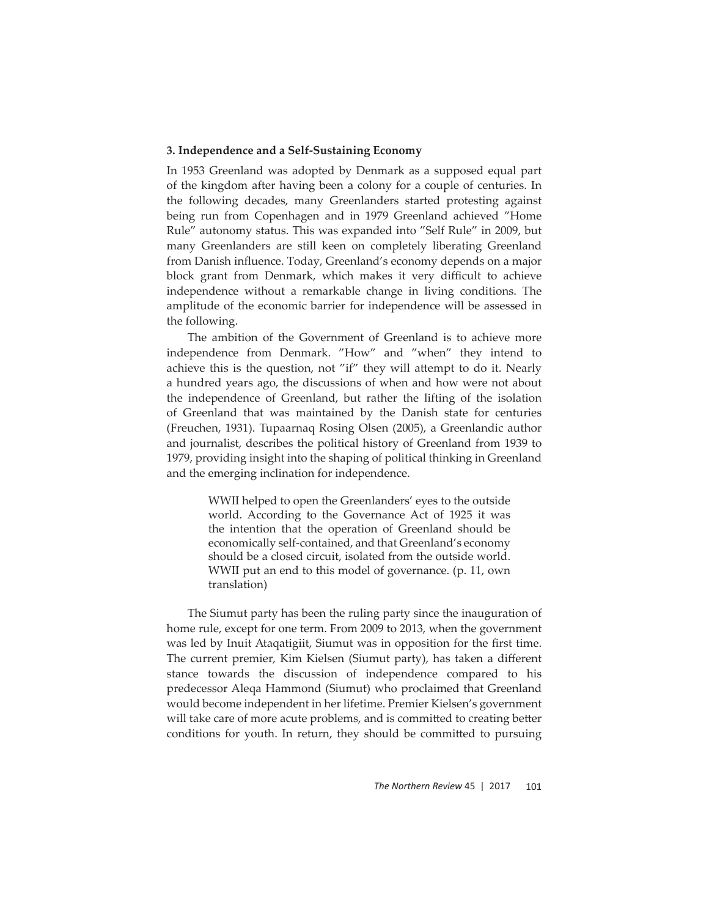### 3. Independence and a Self-Sustaining Economy

In 1953 Greenland was adopted by Denmark as a supposed equal part of the kingdom after having been a colony for a couple of centuries. In the following decades, many Greenlanders started protesting against being run from Copenhagen and in 1979 Greenland achieved ″Home Rule″ autonomy status. This was expanded into ″Self Rule″ in 2009, but many Greenlanders are still keen on completely liberating Greenland from Danish influence. Today, Greenland's economy depends on a major block grant from Denmark, which makes it very difficult to achieve independence without a remarkable change in living conditions. The amplitude of the economic barrier for independence will be assessed in the following.

The ambition of the Government of Greenland is to achieve more independence from Denmark. ″How″ and ″when″ they intend to achieve this is the question, not ″if″ they will attempt to do it. Nearly a hundred years ago, the discussions of when and how were not about the independence of Greenland, but rather the lifting of the isolation of Greenland that was maintained by the Danish state for centuries (Freuchen, 1931). Tupaarnaq Rosing Olsen (2005), a Greenlandic author and journalist, describes the political history of Greenland from 1939 to 1979, providing insight into the shaping of political thinking in Greenland and the emerging inclination for independence.

> WWII helped to open the Greenlanders' eyes to the outside world. According to the Governance Act of 1925 it was the intention that the operation of Greenland should be economically self-contained, and that Greenland's economy should be a closed circuit, isolated from the outside world. WWII put an end to this model of governance. (p. 11, own translation)

The Siumut party has been the ruling party since the inauguration of home rule, except for one term. From 2009 to 2013, when the government was led by Inuit Ataqatigiit, Siumut was in opposition for the first time. The current premier, Kim Kielsen (Siumut party), has taken a different stance towards the discussion of independence compared to his predecessor Aleqa Hammond (Siumut) who proclaimed that Greenland would become independent in her lifetime. Premier Kielsen's government will take care of more acute problems, and is committed to creating better conditions for youth. In return, they should be committed to pursuing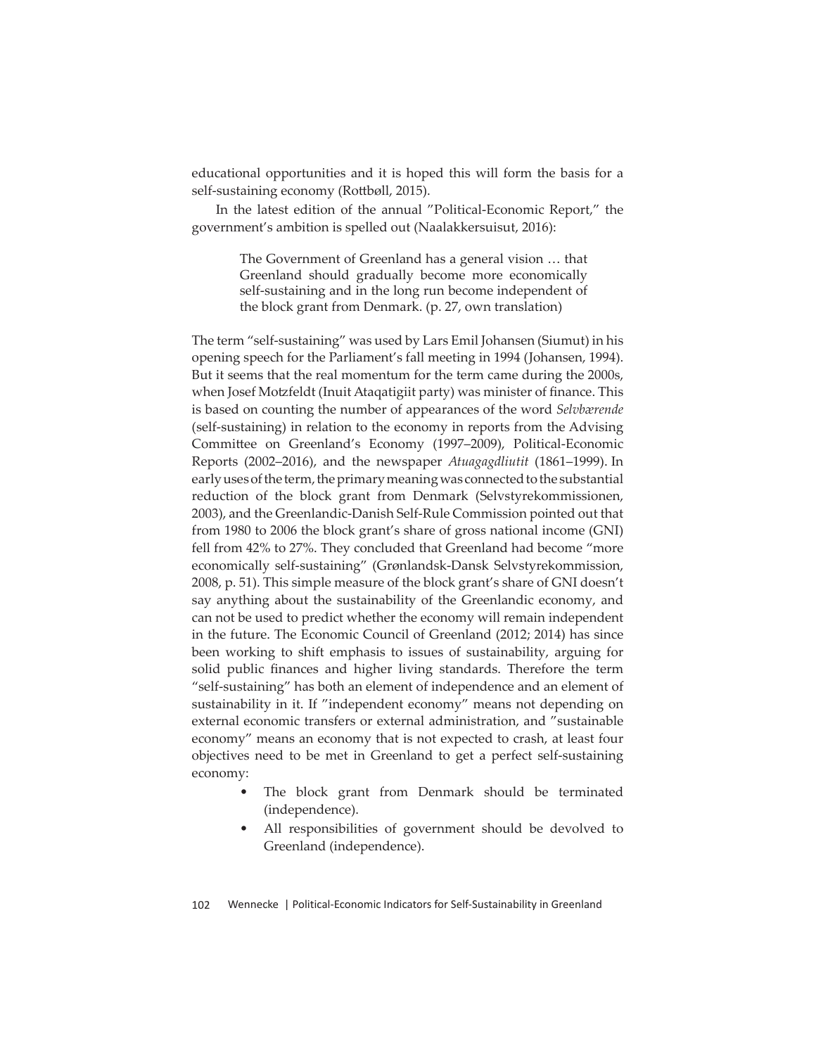educational opportunities and it is hoped this will form the basis for a self-sustaining economy (Rottbøll, 2015).

In the latest edition of the annual "Political-Economic Report," the government's ambition is spelled out (Naalakkersuisut, 2016):

> The Government of Greenland has a general vision … that Greenland should gradually become more economically self-sustaining and in the long run become independent of the block grant from Denmark. (p. 27, own translation)

The term "self-sustaining" was used by Lars Emil Johansen (Siumut) in his opening speech for the Parliament's fall meeting in 1994 (Johansen, 1994). But it seems that the real momentum for the term came during the 2000s, when Josef Motzfeldt (Inuit Ataqatigiit party) was minister of finance. This is based on counting the number of appearances of the word *Selvbærende* (self-sustaining) in relation to the economy in reports from the Advising Committee on Greenland's Economy (1997–2009), Political-Economic Reports (2002–2016), and the newspaper *Atuagagdliutit* (1861–1999). In early uses of the term, the primary meaning was connected to the substantial reduction of the block grant from Denmark (Selvstyrekommissionen, 2003), and the Greenlandic-Danish Self-Rule Commission pointed out that from 1980 to 2006 the block grant's share of gross national income (GNI) fell from 42% to 27%. They concluded that Greenland had become "more economically self-sustaining" (Grønlandsk-Dansk Selvstyrekommission, 2008, p. 51). This simple measure of the block grant's share of GNI doesn't say anything about the sustainability of the Greenlandic economy, and can not be used to predict whether the economy will remain independent in the future. The Economic Council of Greenland (2012; 2014) has since been working to shift emphasis to issues of sustainability, arguing for solid public finances and higher living standards. Therefore the term "self-sustaining" has both an element of independence and an element of sustainability in it. If "independent economy" means not depending on external economic transfers or external administration, and "sustainable economy" means an economy that is not expected to crash, at least four objectives need to be met in Greenland to get a perfect self-sustaining economy:

- The block grant from Denmark should be terminated (independence).
- All responsibilities of government should be devolved to Greenland (independence).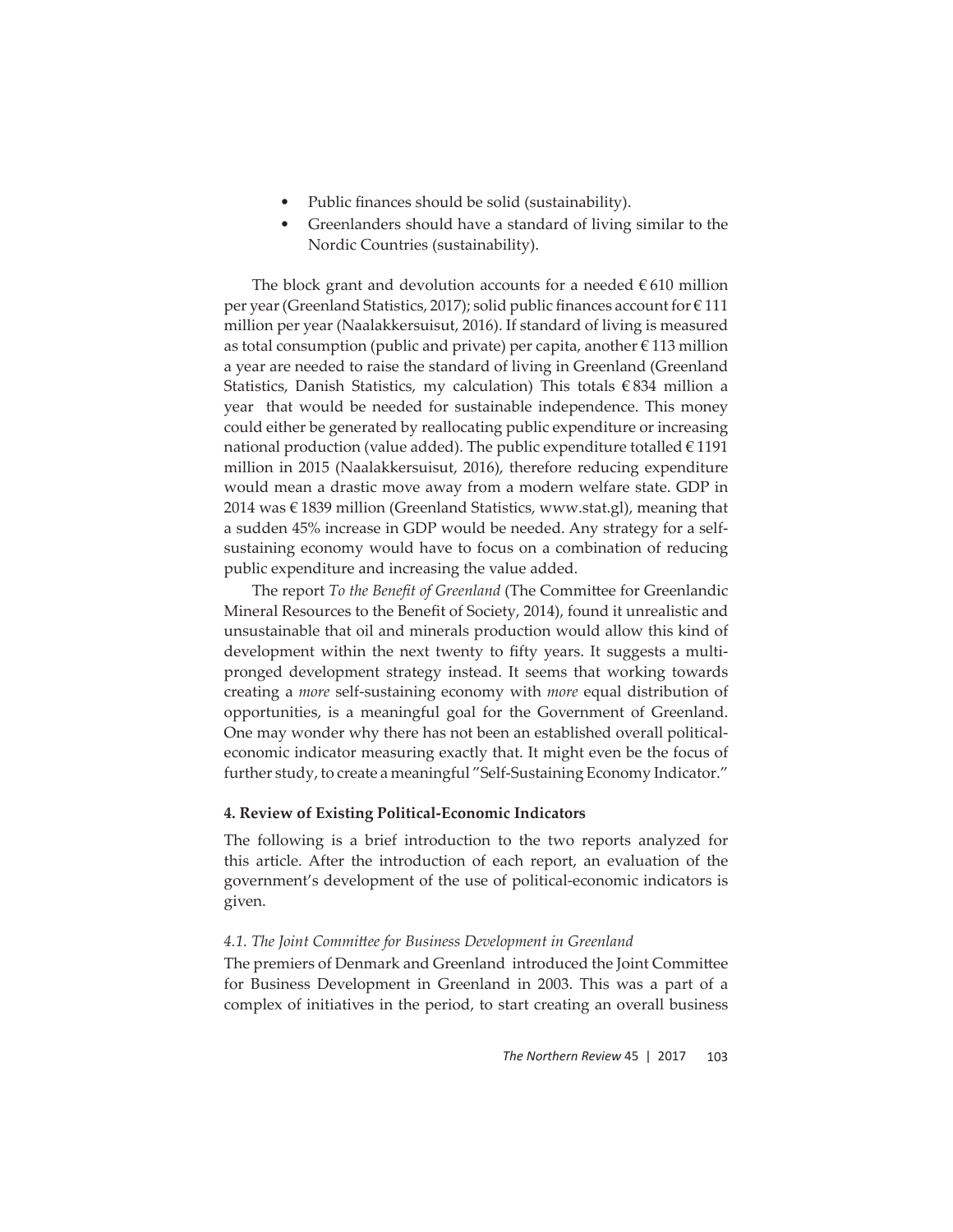- Public finances should be solid (sustainability).
- Greenlanders should have a standard of living similar to the Nordic Countries (sustainability).

The block grant and devolution accounts for a needed € 610 million per year (Greenland Statistics, 2017); solid public finances account for € 111 million per year (Naalakkersuisut, 2016). If standard of living is measured as total consumption (public and private) per capita, another € 113 million a year are needed to raise the standard of living in Greenland (Greenland Statistics, Danish Statistics, my calculation) This totals € 834 million a year that would be needed for sustainable independence. This money could either be generated by reallocating public expenditure or increasing national production (value added). The public expenditure totalled € 1191 million in 2015 (Naalakkersuisut, 2016), therefore reducing expenditure would mean a drastic move away from a modern welfare state. GDP in 2014 was € 1839 million (Greenland Statistics, www.stat.gl), meaning that a sudden 45% increase in GDP would be needed. Any strategy for a self-sustaining economy would have to focus on a combination of reducing public expenditure and increasing the value added.

The report *To the Benefit of Greenland* (The Committee for Greenlandic Mineral Resources to the Benefit of Society, 2014), found it unrealistic and unsustainable that oil and minerals production would allow this kind of development within the next twenty to fifty years. It suggests a multi-pronged development strategy instead. It seems that working towards creating a *more* self-sustaining economy with *more* equal distribution of opportunities, is a meaningful goal for the Government of Greenland. One may wonder why there has not been an established overall political-economic indicator measuring exactly that. It might even be the focus of further study, to create a meaningful "Self-Sustaining Economy Indicator."

## 4. Review of Existing Political-Economic Indicators

The following is a brief introduction to the two reports analyzed for this article. After the introduction of each report, an evaluation of the government's development of the use of political-economic indicators is given.

### *4.1. The Joint Committee for Business Development in Greenland*

The premiers of Denmark and Greenland introduced the Joint Committee for Business Development in Greenland in 2003. This was a part of a complex of initiatives in the period, to start creating an overall business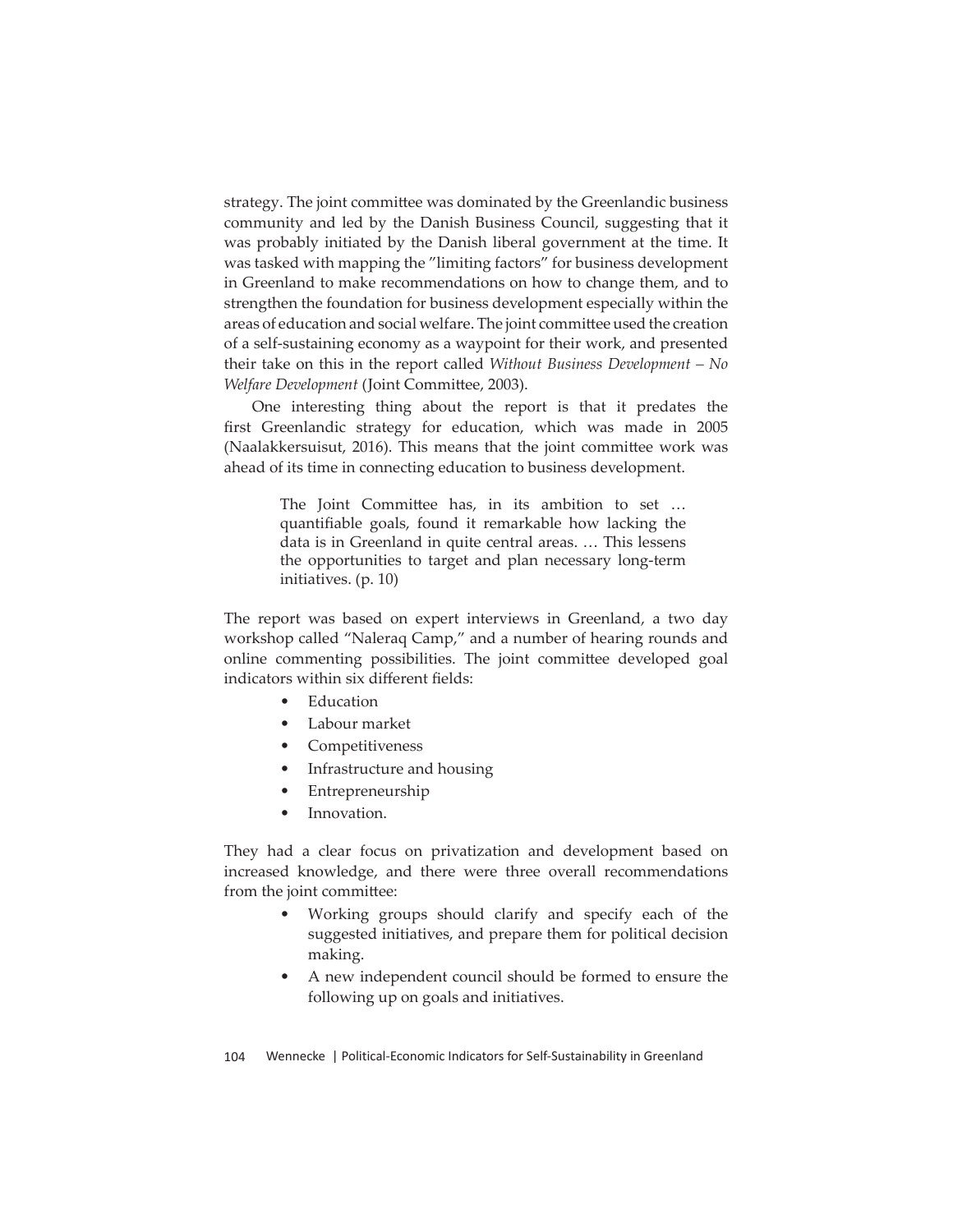strategy. The joint committee was dominated by the Greenlandic business community and led by the Danish Business Council, suggesting that it was probably initiated by the Danish liberal government at the time. It was tasked with mapping the "limiting factors" for business development in Greenland to make recommendations on how to change them, and to strengthen the foundation for business development especially within the areas of education and social welfare. The joint committee used the creation of a self-sustaining economy as a waypoint for their work, and presented their take on this in the report called *Without Business Development – No Welfare Development* (Joint Committee, 2003).

One interesting thing about the report is that it predates the first Greenlandic strategy for education, which was made in 2005 (Naalakkersuisut, 2016). This means that the joint committee work was ahead of its time in connecting education to business development.

> The Joint Committee has, in its ambition to set … quantifiable goals, found it remarkable how lacking the data is in Greenland in quite central areas. … This lessens the opportunities to target and plan necessary long-term initiatives. (p. 10)

The report was based on expert interviews in Greenland, a two day workshop called "Naleraq Camp," and a number of hearing rounds and online commenting possibilities. The joint committee developed goal indicators within six different fields:

- Education
- Labour market
- Competitiveness
- Infrastructure and housing
- Entrepreneurship
- Innovation.

They had a clear focus on privatization and development based on increased knowledge, and there were three overall recommendations from the joint committee:

- Working groups should clarify and specify each of the suggested initiatives, and prepare them for political decision making.
- A new independent council should be formed to ensure the following up on goals and initiatives.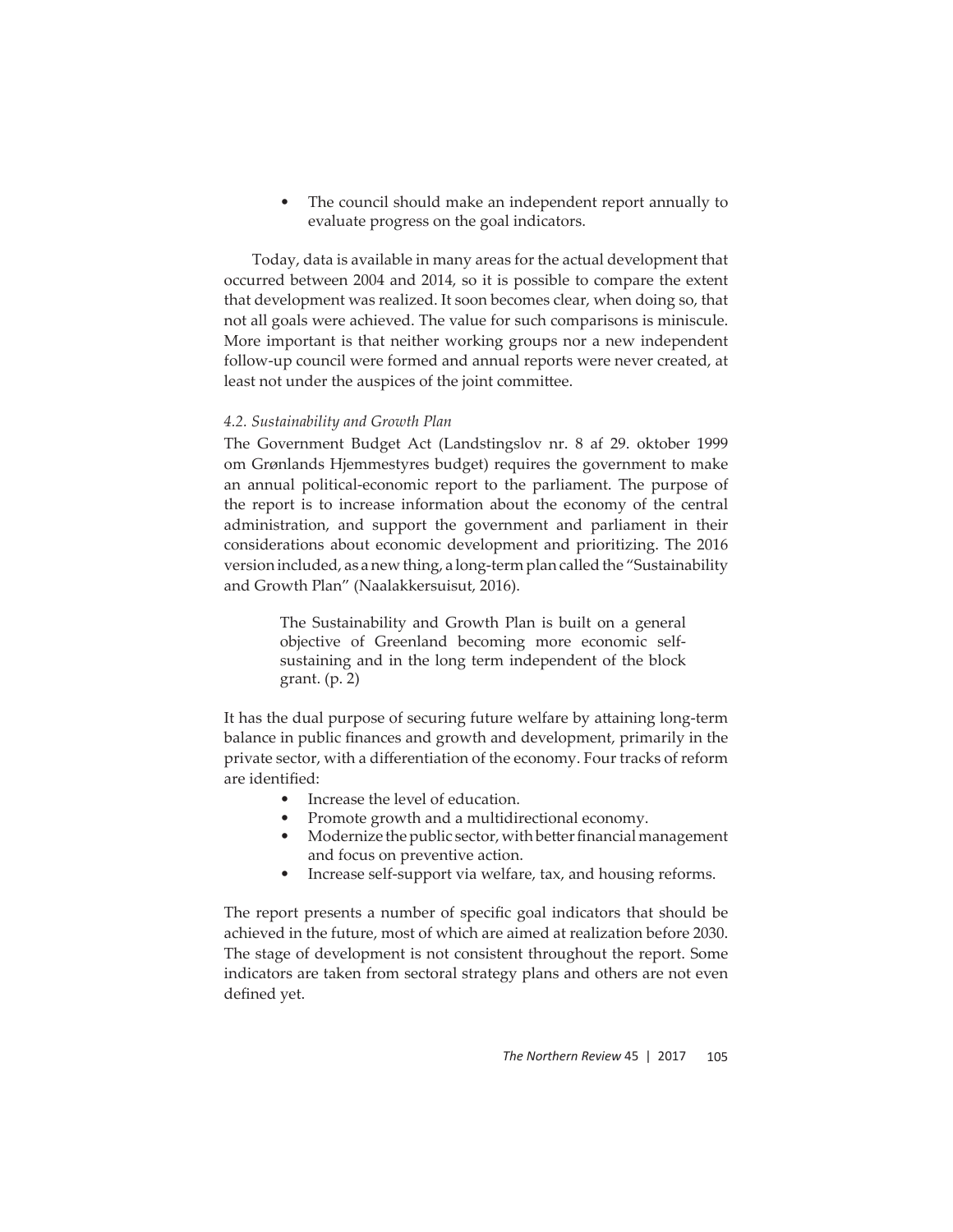- The council should make an independent report annually to evaluate progress on the goal indicators.

Today, data is available in many areas for the actual development that occurred between 2004 and 2014, so it is possible to compare the extent that development was realized. It soon becomes clear, when doing so, that not all goals were achieved. The value for such comparisons is miniscule. More important is that neither working groups nor a new independent follow-up council were formed and annual reports were never created, at least not under the auspices of the joint committee.

### *4.2. Sustainability and Growth Plan*

The Government Budget Act (Landstingslov nr. 8 af 29. oktober 1999 om Grønlands Hjemmestyres budget) requires the government to make an annual political-economic report to the parliament. The purpose of the report is to increase information about the economy of the central administration, and support the government and parliament in their considerations about economic development and prioritizing. The 2016 version included, as a new thing, a long-term plan called the "Sustainability and Growth Plan" (Naalakkersuisut, 2016).

> The Sustainability and Growth Plan is built on a general objective of Greenland becoming more economic self-sustaining and in the long term independent of the block grant. (p. 2)

It has the dual purpose of securing future welfare by attaining long-term balance in public finances and growth and development, primarily in the private sector, with a differentiation of the economy. Four tracks of reform are identified:

- Increase the level of education.
- Promote growth and a multidirectional economy.
- Modernize the public sector, with better financial management and focus on preventive action.
- Increase self-support via welfare, tax, and housing reforms.

The report presents a number of specific goal indicators that should be achieved in the future, most of which are aimed at realization before 2030. The stage of development is not consistent throughout the report. Some indicators are taken from sectoral strategy plans and others are not even defined yet.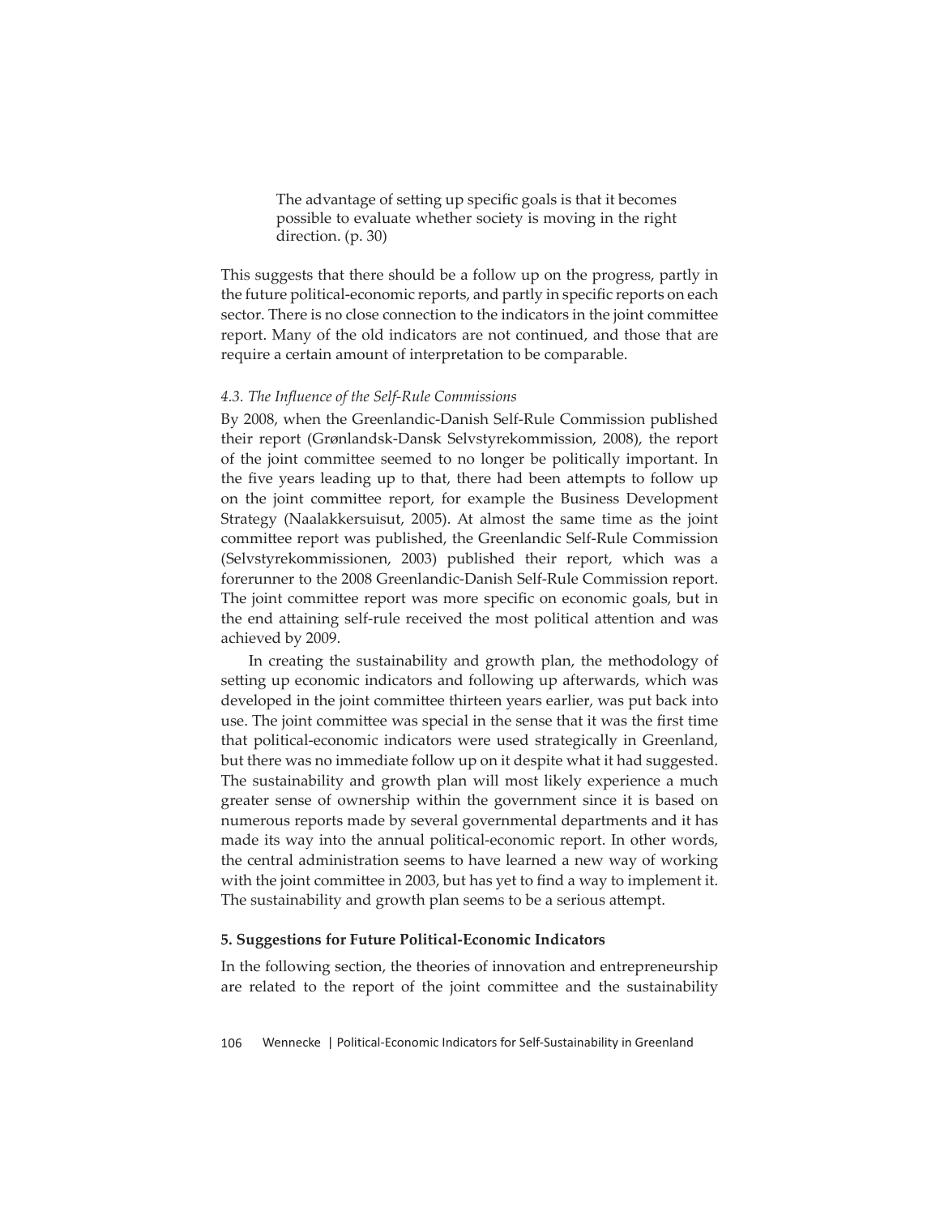> The advantage of setting up specific goals is that it becomes possible to evaluate whether society is moving in the right direction. (p. 30)

This suggests that there should be a follow up on the progress, partly in the future political-economic reports, and partly in specific reports on each sector. There is no close connection to the indicators in the joint committee report. Many of the old indicators are not continued, and those that are require a certain amount of interpretation to be comparable.

### *4.3. The Influence of the Self-Rule Commissions*

By 2008, when the Greenlandic-Danish Self-Rule Commission published their report (Grønlandsk-Dansk Selvstyrekommission, 2008), the report of the joint committee seemed to no longer be politically important. In the five years leading up to that, there had been attempts to follow up on the joint committee report, for example the Business Development Strategy (Naalakkersuisut, 2005). At almost the same time as the joint committee report was published, the Greenlandic Self-Rule Commission (Selvstyrekommissionen, 2003) published their report, which was a forerunner to the 2008 Greenlandic-Danish Self-Rule Commission report. The joint committee report was more specific on economic goals, but in the end attaining self-rule received the most political attention and was achieved by 2009.

In creating the sustainability and growth plan, the methodology of setting up economic indicators and following up afterwards, which was developed in the joint committee thirteen years earlier, was put back into use. The joint committee was special in the sense that it was the first time that political-economic indicators were used strategically in Greenland, but there was no immediate follow up on it despite what it had suggested. The sustainability and growth plan will most likely experience a much greater sense of ownership within the government since it is based on numerous reports made by several governmental departments and it has made its way into the annual political-economic report. In other words, the central administration seems to have learned a new way of working with the joint committee in 2003, but has yet to find a way to implement it. The sustainability and growth plan seems to be a serious attempt.

## 5. Suggestions for Future Political-Economic Indicators

In the following section, the theories of innovation and entrepreneurship are related to the report of the joint committee and the sustainability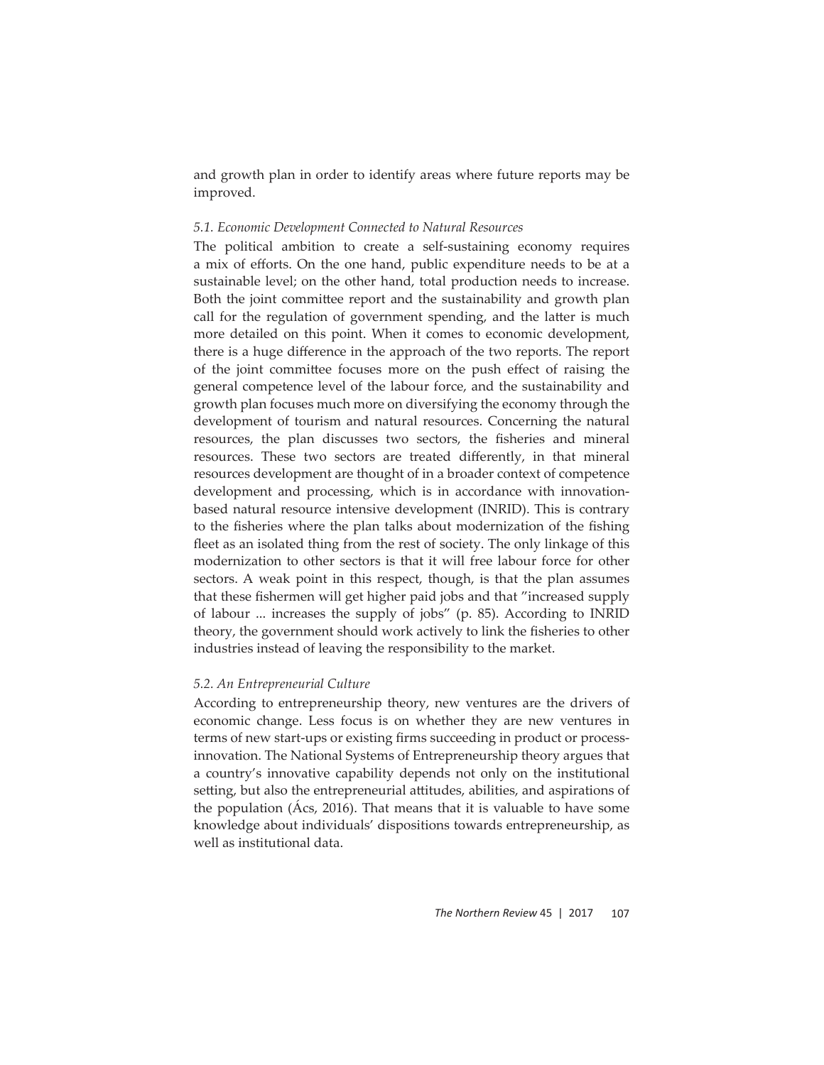and growth plan in order to identify areas where future reports may be improved.

### *5.1. Economic Development Connected to Natural Resources*

The political ambition to create a self-sustaining economy requires a mix of efforts. On the one hand, public expenditure needs to be at a sustainable level; on the other hand, total production needs to increase. Both the joint committee report and the sustainability and growth plan call for the regulation of government spending, and the latter is much more detailed on this point. When it comes to economic development, there is a huge difference in the approach of the two reports. The report of the joint committee focuses more on the push effect of raising the general competence level of the labour force, and the sustainability and growth plan focuses much more on diversifying the economy through the development of tourism and natural resources. Concerning the natural resources, the plan discusses two sectors, the fisheries and mineral resources. These two sectors are treated differently, in that mineral resources development are thought of in a broader context of competence development and processing, which is in accordance with innovation-based natural resource intensive development (INRID). This is contrary to the fisheries where the plan talks about modernization of the fishing fleet as an isolated thing from the rest of society. The only linkage of this modernization to other sectors is that it will free labour force for other sectors. A weak point in this respect, though, is that the plan assumes that these fishermen will get higher paid jobs and that "increased supply of labour ... increases the supply of jobs" (p. 85). According to INRID theory, the government should work actively to link the fisheries to other industries instead of leaving the responsibility to the market.

### *5.2. An Entrepreneurial Culture*

According to entrepreneurship theory, new ventures are the drivers of economic change. Less focus is on whether they are new ventures in terms of new start-ups or existing firms succeeding in product or process-innovation. The National Systems of Entrepreneurship theory argues that a country's innovative capability depends not only on the institutional setting, but also the entrepreneurial attitudes, abilities, and aspirations of the population (Ács, 2016). That means that it is valuable to have some knowledge about individuals' dispositions towards entrepreneurship, as well as institutional data.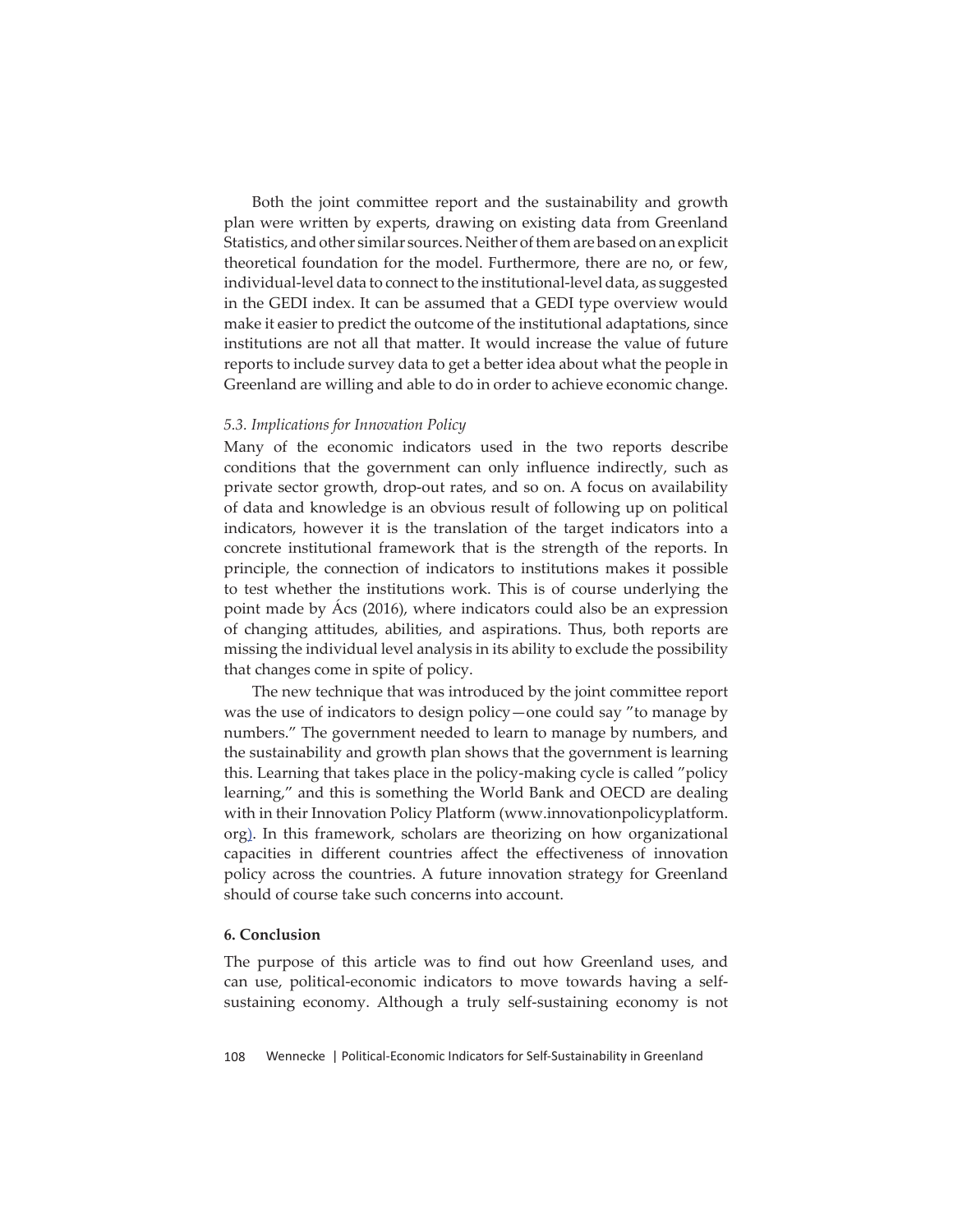Both the joint committee report and the sustainability and growth plan were written by experts, drawing on existing data from Greenland Statistics, and other similar sources. Neither of them are based on an explicit theoretical foundation for the model. Furthermore, there are no, or few, individual-level data to connect to the institutional-level data, as suggested in the GEDI index. It can be assumed that a GEDI type overview would make it easier to predict the outcome of the institutional adaptations, since institutions are not all that matter. It would increase the value of future reports to include survey data to get a better idea about what the people in Greenland are willing and able to do in order to achieve economic change.

### *5.3. Implications for Innovation Policy*

Many of the economic indicators used in the two reports describe conditions that the government can only influence indirectly, such as private sector growth, drop-out rates, and so on. A focus on availability of data and knowledge is an obvious result of following up on political indicators, however it is the translation of the target indicators into a concrete institutional framework that is the strength of the reports. In principle, the connection of indicators to institutions makes it possible to test whether the institutions work. This is of course underlying the point made by Ács (2016), where indicators could also be an expression of changing attitudes, abilities, and aspirations. Thus, both reports are missing the individual level analysis in its ability to exclude the possibility that changes come in spite of policy.

The new technique that was introduced by the joint committee report was the use of indicators to design policy—one could say "to manage by numbers." The government needed to learn to manage by numbers, and the sustainability and growth plan shows that the government is learning this. Learning that takes place in the policy-making cycle is called "policy learning," and this is something the World Bank and OECD are dealing with in their Innovation Policy Platform (www.innovationpolicyplatform.org). In this framework, scholars are theorizing on how organizational capacities in different countries affect the effectiveness of innovation policy across the countries. A future innovation strategy for Greenland should of course take such concerns into account.

## 6. Conclusion

The purpose of this article was to find out how Greenland uses, and can use, political-economic indicators to move towards having a self-sustaining economy. Although a truly self-sustaining economy is not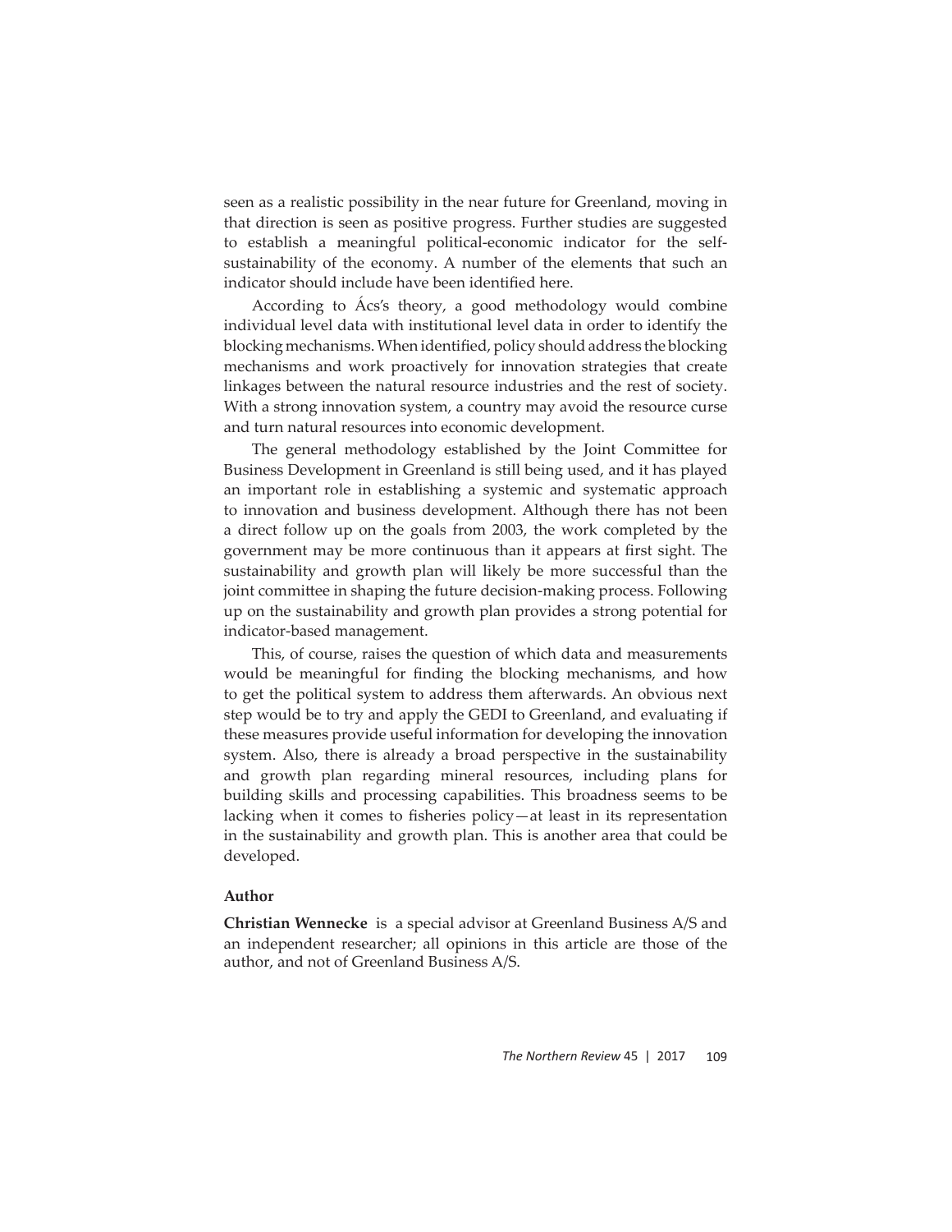seen as a realistic possibility in the near future for Greenland, moving in that direction is seen as positive progress. Further studies are suggested to establish a meaningful political-economic indicator for the self-sustainability of the economy. A number of the elements that such an indicator should include have been identified here.

According to Ács's theory, a good methodology would combine individual level data with institutional level data in order to identify the blocking mechanisms. When identified, policy should address the blocking mechanisms and work proactively for innovation strategies that create linkages between the natural resource industries and the rest of society. With a strong innovation system, a country may avoid the resource curse and turn natural resources into economic development.

The general methodology established by the Joint Committee for Business Development in Greenland is still being used, and it has played an important role in establishing a systemic and systematic approach to innovation and business development. Although there has not been a direct follow up on the goals from 2003, the work completed by the government may be more continuous than it appears at first sight. The sustainability and growth plan will likely be more successful than the joint committee in shaping the future decision-making process. Following up on the sustainability and growth plan provides a strong potential for indicator-based management.

This, of course, raises the question of which data and measurements would be meaningful for finding the blocking mechanisms, and how to get the political system to address them afterwards. An obvious next step would be to try and apply the GEDI to Greenland, and evaluating if these measures provide useful information for developing the innovation system. Also, there is already a broad perspective in the sustainability and growth plan regarding mineral resources, including plans for building skills and processing capabilities. This broadness seems to be lacking when it comes to fisheries policy—at least in its representation in the sustainability and growth plan. This is another area that could be developed.

**Author**

**Christian Wennecke** is a special advisor at Greenland Business A/S and an independent researcher; all opinions in this article are those of the author, and not of Greenland Business A/S.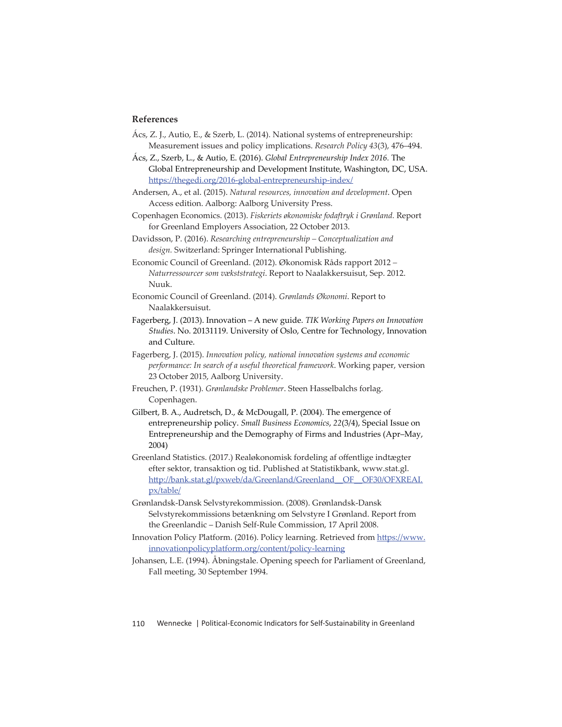## References

Ács, Z. J., Autio, E., & Szerb, L. (2014). National systems of entrepreneurship: Measurement issues and policy implications. *Research Policy 43*(3), 476–494.

Ács, Z., Szerb, L., & Autio, E. (2016). *Global Entrepreneurship Index 2016*. The Global Entrepreneurship and Development Institute, Washington, DC, USA. https://thegedi.org/2016-global-entrepreneurship-index/

Andersen, A., et al. (2015). *Natural resources, innovation and development*. Open Access edition. Aalborg: Aalborg University Press.

Copenhagen Economics. (2013). *Fiskeriets økonomiske fodaftryk i Grønland*. Report for Greenland Employers Association, 22 October 2013.

Davidsson, P. (2016). *Researching entrepreneurship – Conceptualization and design*. Switzerland: Springer International Publishing.

Economic Council of Greenland. (2012). Økonomisk Råds rapport 2012 – *Naturressourcer som vækststrategi*. Report to Naalakkersuisut, Sep. 2012. Nuuk.

Economic Council of Greenland. (2014). *Grønlands Økonomi*. Report to Naalakkersuisut.

Fagerberg, J. (2013). Innovation – A new guide. *TIK Working Papers on Innovation Studies*. No. 20131119. University of Oslo, Centre for Technology, Innovation and Culture.

Fagerberg, J. (2015). *Innovation policy, national innovation systems and economic performance: In search of a useful theoretical framework*. Working paper, version 23 October 2015, Aalborg University.

Freuchen, P. (1931). *Grønlandske Problemer*. Steen Hasselbalchs forlag. Copenhagen.

Gilbert, B. A., Audretsch, D., & McDougall, P. (2004). The emergence of entrepreneurship policy. *Small Business Economics*, *22*(3/4), Special Issue on Entrepreneurship and the Demography of Firms and Industries (Apr–May, 2004)

Greenland Statistics. (2017.) Realøkonomisk fordeling af offentlige indtægter efter sektor, transaktion og tid. Published at Statistikbank, www.stat.gl. http://bank.stat.gl/pxweb/da/Greenland/Greenland__OF__OF30/OFXREAI.px/table/

Grønlandsk-Dansk Selvstyrekommission. (2008). Grønlandsk-Dansk Selvstyrekommissions betænkning om Selvstyre I Grønland. Report from the Greenlandic – Danish Self-Rule Commission, 17 April 2008.

Innovation Policy Platform. (2016). Policy learning. Retrieved from https://www.innovationpolicyplatform.org/content/policy-learning

Johansen, L.E. (1994). Åbningstale. Opening speech for Parliament of Greenland, Fall meeting, 30 September 1994.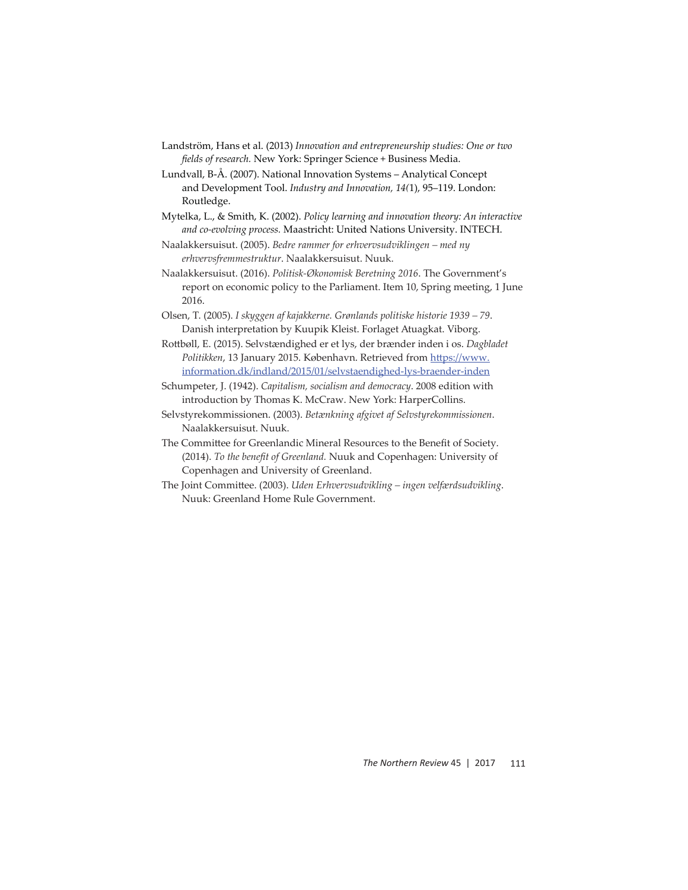Landström, Hans et al. (2013) *Innovation and entrepreneurship studies: One or two fields of research.* New York: Springer Science + Business Media.

Lundvall, B-Å. (2007). National Innovation Systems – Analytical Concept and Development Tool. *Industry and Innovation, 14(*1), 95–119. London: Routledge.

Mytelka, L., & Smith, K. (2002). *Policy learning and innovation theory: An interactive and co-evolving process.* Maastricht: United Nations University. INTECH.

Naalakkersuisut. (2005). *Bedre rammer for erhvervsudviklingen – med ny erhvervsfremmestruktur*. Naalakkersuisut. Nuuk.

Naalakkersuisut. (2016). *Politisk-Økonomisk Beretning 2016*. The Government's report on economic policy to the Parliament. Item 10, Spring meeting, 1 June 2016.

Olsen, T. (2005). *I skyggen af kajakkerne. Grønlands politiske historie 1939 – 79*. Danish interpretation by Kuupik Kleist. Forlaget Atuagkat. Viborg.

Rottbøll, E. (2015). Selvstændighed er et lys, der brænder inden i os. *Dagbladet Politikken*, 13 January 2015. København. Retrieved from https://www.information.dk/indland/2015/01/selvstaendighed-lys-braender-inden

Schumpeter, J. (1942). *Capitalism, socialism and democracy*. 2008 edition with introduction by Thomas K. McCraw. New York: HarperCollins.

Selvstyrekommissionen. (2003). *Betænkning afgivet af Selvstyrekommissionen*. Naalakkersuisut. Nuuk.

The Committee for Greenlandic Mineral Resources to the Benefit of Society. (2014). *To the benefit of Greenland.* Nuuk and Copenhagen: University of Copenhagen and University of Greenland.

The Joint Committee. (2003). *Uden Erhvervsudvikling – ingen velfærdsudvikling*. Nuuk: Greenland Home Rule Government.